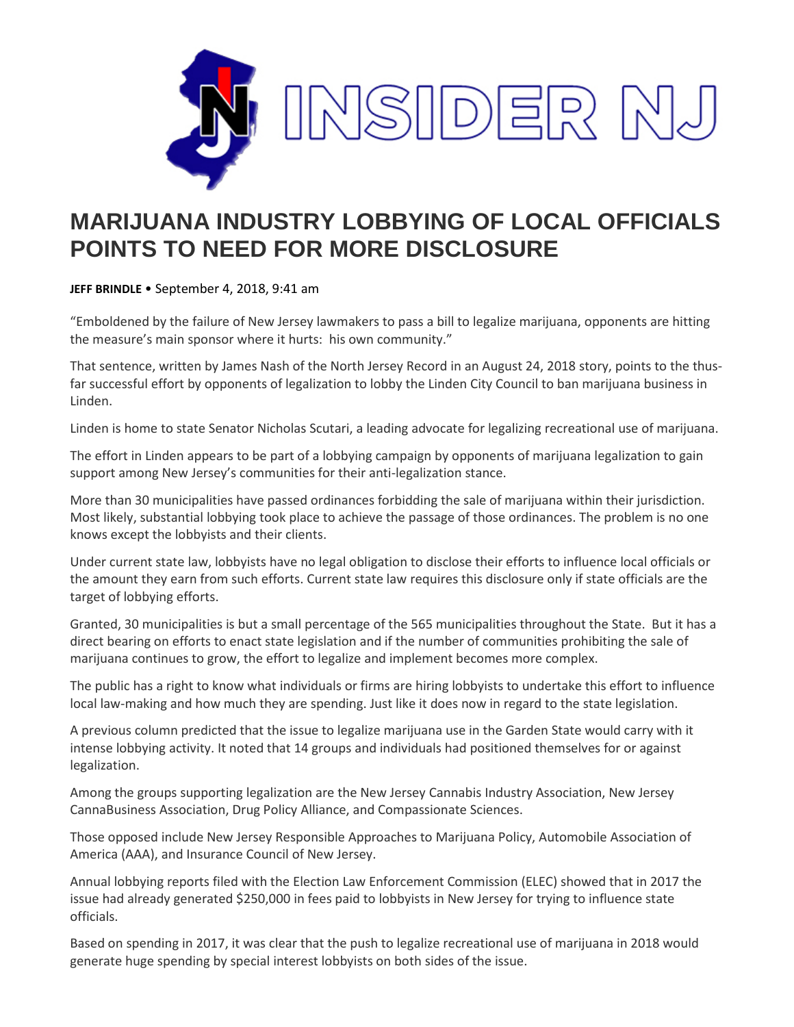INSIDER NJ

# MARIJUANA INDUSTRY LOBBYING OF LOCAL OFFICIALS POINTS TO NEED FOR MORE DISCLOSURE

**JEFF BRINDLE** • September 4, 2018, 9:41 am

"Emboldened by the failure of New Jersey lawmakers to pass a bill to legalize marijuana, opponents are hitting the measure's main sponsor where it hurts: his own community."

That sentence, written by James Nash of the North Jersey Record in an August 24, 2018 story, points to the thus-far successful effort by opponents of legalization to lobby the Linden City Council to ban marijuana business in Linden.

Linden is home to state Senator Nicholas Scutari, a leading advocate for legalizing recreational use of marijuana.

The effort in Linden appears to be part of a lobbying campaign by opponents of marijuana legalization to gain support among New Jersey's communities for their anti-legalization stance.

More than 30 municipalities have passed ordinances forbidding the sale of marijuana within their jurisdiction. Most likely, substantial lobbying took place to achieve the passage of those ordinances. The problem is no one knows except the lobbyists and their clients.

Under current state law, lobbyists have no legal obligation to disclose their efforts to influence local officials or the amount they earn from such efforts. Current state law requires this disclosure only if state officials are the target of lobbying efforts.

Granted, 30 municipalities is but a small percentage of the 565 municipalities throughout the State. But it has a direct bearing on efforts to enact state legislation and if the number of communities prohibiting the sale of marijuana continues to grow, the effort to legalize and implement becomes more complex.

The public has a right to know what individuals or firms are hiring lobbyists to undertake this effort to influence local law-making and how much they are spending. Just like it does now in regard to the state legislation.

A previous column predicted that the issue to legalize marijuana use in the Garden State would carry with it intense lobbying activity. It noted that 14 groups and individuals had positioned themselves for or against legalization.

Among the groups supporting legalization are the New Jersey Cannabis Industry Association, New Jersey CannaBusiness Association, Drug Policy Alliance, and Compassionate Sciences.

Those opposed include New Jersey Responsible Approaches to Marijuana Policy, Automobile Association of America (AAA), and Insurance Council of New Jersey.

Annual lobbying reports filed with the Election Law Enforcement Commission (ELEC) showed that in 2017 the issue had already generated $250,000 in fees paid to lobbyists in New Jersey for trying to influence state officials.

Based on spending in 2017, it was clear that the push to legalize recreational use of marijuana in 2018 would generate huge spending by special interest lobbyists on both sides of the issue.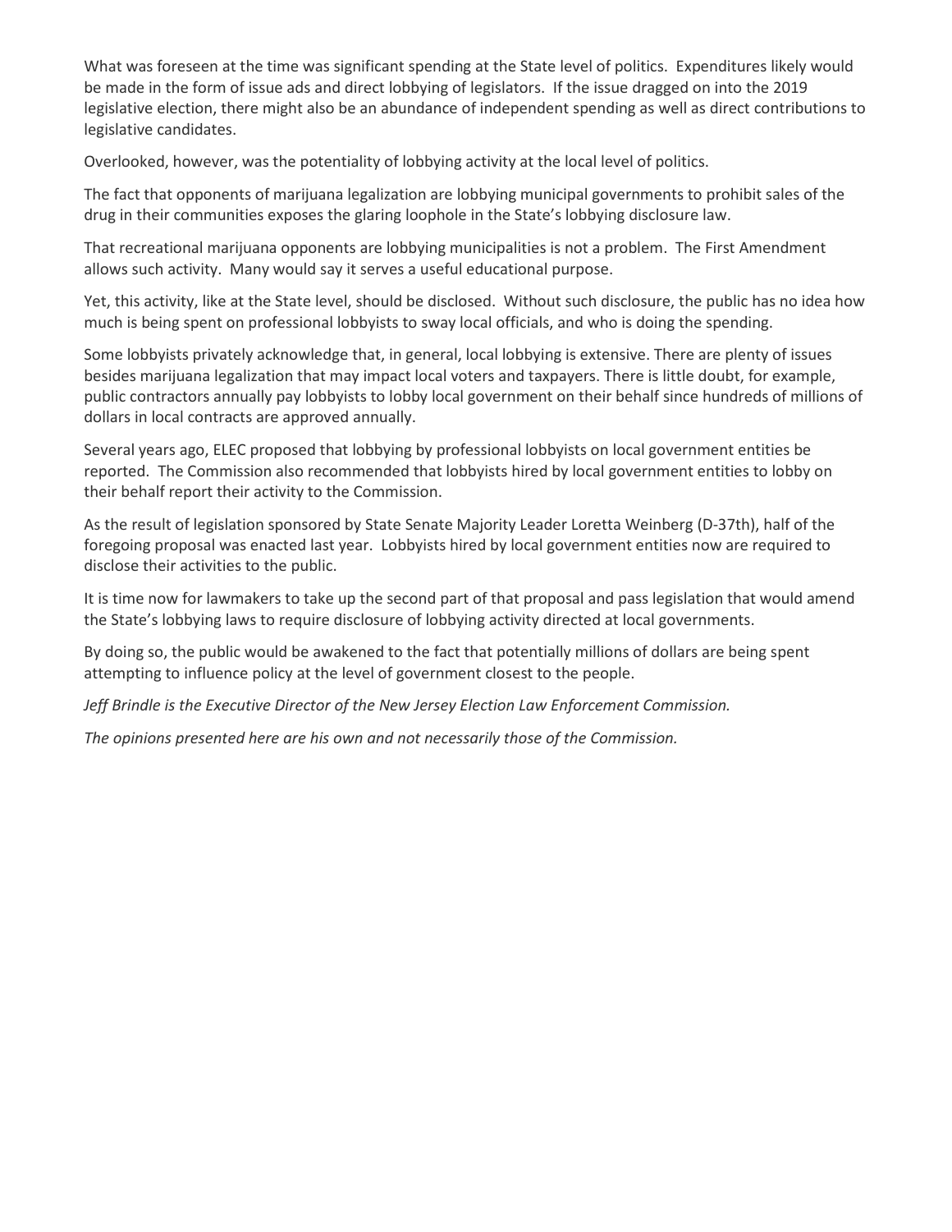What was foreseen at the time was significant spending at the State level of politics. Expenditures likely would be made in the form of issue ads and direct lobbying of legislators. If the issue dragged on into the 2019 legislative election, there might also be an abundance of independent spending as well as direct contributions to legislative candidates.

Overlooked, however, was the potentiality of lobbying activity at the local level of politics.

The fact that opponents of marijuana legalization are lobbying municipal governments to prohibit sales of the drug in their communities exposes the glaring loophole in the State's lobbying disclosure law.

That recreational marijuana opponents are lobbying municipalities is not a problem. The First Amendment allows such activity. Many would say it serves a useful educational purpose.

Yet, this activity, like at the State level, should be disclosed. Without such disclosure, the public has no idea how much is being spent on professional lobbyists to sway local officials, and who is doing the spending.

Some lobbyists privately acknowledge that, in general, local lobbying is extensive. There are plenty of issues besides marijuana legalization that may impact local voters and taxpayers. There is little doubt, for example, public contractors annually pay lobbyists to lobby local government on their behalf since hundreds of millions of dollars in local contracts are approved annually.

Several years ago, ELEC proposed that lobbying by professional lobbyists on local government entities be reported. The Commission also recommended that lobbyists hired by local government entities to lobby on their behalf report their activity to the Commission.

As the result of legislation sponsored by State Senate Majority Leader Loretta Weinberg (D-37th), half of the foregoing proposal was enacted last year. Lobbyists hired by local government entities now are required to disclose their activities to the public.

It is time now for lawmakers to take up the second part of that proposal and pass legislation that would amend the State's lobbying laws to require disclosure of lobbying activity directed at local governments.

By doing so, the public would be awakened to the fact that potentially millions of dollars are being spent attempting to influence policy at the level of government closest to the people.

*Jeff Brindle is the Executive Director of the New Jersey Election Law Enforcement Commission.*

*The opinions presented here are his own and not necessarily those of the Commission.*